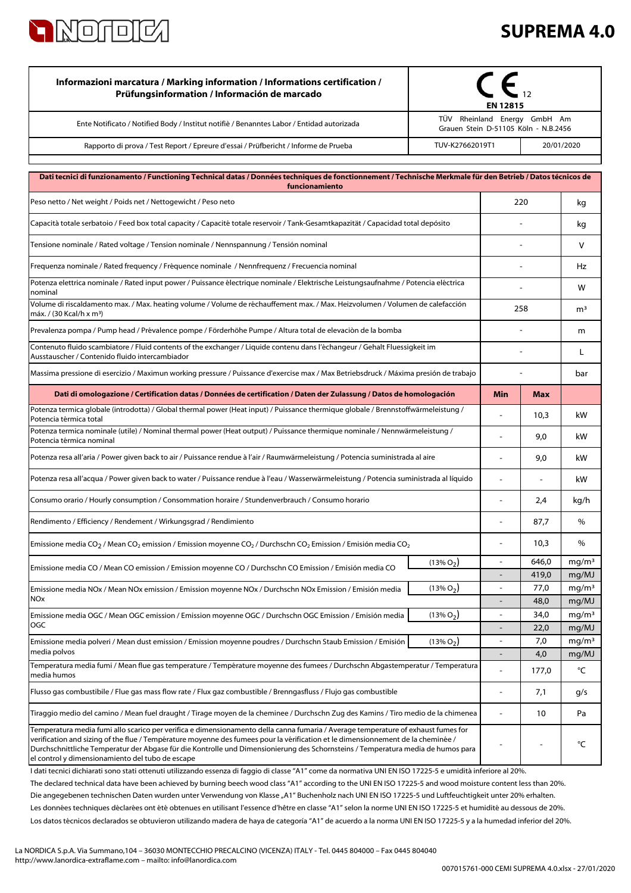# SUPREMA 4.0

| Informazioni marcatura / Marking information / Informations certification / Prüfungsinformation / Información de marcado | CE 12 EN 12815 | |
|---|---|---|
| Ente Notificato / Notified Body / Institut notifiè / Benanntes Labor / Entidad autorizada | TÜV Rheinland Energy GmbH Am Grauen Stein D-51105 Köln - N.B.2456 | |
| Rapporto di prova / Test Report / Epreure d'essai / Prüfbericht / Informe de Prueba | TUV-K27662019T1 | 20/01/2020 |

| Dati tecnici di funzionamento / Functioning Technical datas / Données techniques de fonctionnement / Technische Merkmale für den Betrieb / Datos técnicos de funcionamiento | | | | |
|---|---|---|---|---|
| Peso netto / Net weight / Poids net / Nettogewicht / Peso neto | | 220 | | kg |
| Capacità totale serbatoio / Feed box total capacity / Capacité totale reservoir / Tank-Gesamtkapazität / Capacidad total depósito | | - | | kg |
| Tensione nominale / Rated voltage / Tension nominale / Nennspannung / Tensión nominal | | - | | V |
| Frequenza nominale / Rated frequency / Fréquence nominale / Nennfrequenz / Frecuencia nominal | | - | | Hz |
| Potenza elettrica nominale / Rated input power / Puissance électrique nominale / Elektrische Leistungsaufnahme / Potencia eléctrica nominal | | - | | W |
| Volume di riscaldamento max. / Max. heating volume / Volume de réchauffement max. / Max. Heizvolumen / Volumen de calefacción máx. / (30 Kcal/h x m³) | | 258 | | m³ |
| Prevalenza pompa / Pump head / Prévalence pompe / Förderhöhe Pumpe / Altura total de elevaciòn de la bomba | | - | | m |
| Contenuto fluido scambiatore / Fluid contents of the exchanger / Liquide contenu dans l'échangeur / Gehalt Fluessigkeit im Ausstauscher / Contenido fluido intercambiador | | - | | L |
| Massima pressione di esercizio / Maximun working pressure / Puissance d'exercise max / Max Betriebsdruck / Máxima presión de trabajo | | - | | bar |
| **Dati di omologazione / Certification datas / Données de certification / Daten der Zulassung / Datos de homologación** | | **Min** | **Max** | |
| Potenza termica globale (introdotta) / Global thermal power (Heat input) / Puissance thermique globale / Brennstoffwärmeleistung / Potencia térmica total | | - | 10,3 | kW |
| Potenza termica nominale (utile) / Nominal thermal power (Heat output) / Puissance thermique nominale / Nennwärmeleistung / Potencia térmica nominal | | - | 9,0 | kW |
| Potenza resa all'aria / Power given back to air / Puissance rendue à l'air / Raumwärmeleistung / Potencia suministrada al aire | | - | 9,0 | kW |
| Potenza resa all'acqua / Power given back to water / Puissance rendue à l'eau / Wasserwärmeleistung / Potencia suministrada al líquido | | - | - | kW |
| Consumo orario / Hourly consumption / Consommation horaire / Stundenverbrauch / Consumo horario | | - | 2,4 | kg/h |
| Rendimento / Efficiency / Rendement / Wirkungsgrad / Rendimiento | | - | 87,7 | % |
| Emissione media $CO_2$ / Mean $CO_2$ emission / Emission moyenne $CO_2$ / Durchschn $CO_2$ Emission / Emisión media $CO_2$ | | - | 10,3 | % |
| Emissione media CO / Mean CO emission / Emission moyenne CO / Durchschn CO Emission / Emisión media CO | (13% $O_2$) | - | 646,0 | mg/m³ |
| | | - | 419,0 | mg/MJ |
| Emissione media NOx / Mean NOx emission / Emission moyenne NOx / Durchschn NOx Emission / Emisión media NOx | (13% $O_2$) | - | 77,0 | mg/m³ |
| | | - | 48,0 | mg/MJ |
| Emissione media OGC / Mean OGC emission / Emission moyenne OGC / Durchschn OGC Emission / Emisión media OGC | (13% $O_2$) | - | 34,0 | mg/m³ |
| | | - | 22,0 | mg/MJ |
| Emissione media polveri / Mean dust emission / Emission moyenne poudres / Durchschn Staub Emission / Emisión media polvos | (13% $O_2$) | - | 7,0 | mg/m³ |
| | | - | 4,0 | mg/MJ |
| Temperatura media fumi / Mean flue gas temperature / Température moyenne des fumees / Durchschn Abgastemperatur / Temperatura media humos | | - | 177,0 | °C |
| Flusso gas combustibile / Flue gas mass flow rate / Flux gaz combustible / Brenngasfluss / Flujo gas combustible | | - | 7,1 | g/s |
| Tiraggio medio del camino / Mean fuel draught / Tirage moyen de la cheminee / Durchschn Zug des Kamins / Tiro medio de la chimenea | | - | 10 | Pa |
| Temperatura media fumi allo scarico per verifica e dimensionamento della canna fumaria / Average temperature of exhaust fumes for verification and sizing of the flue / Température moyenne des fumees pour la vérification et le dimensionnement de la cheminée / Durchschnittliche Temperatur der Abgase für die Kontrolle und Dimensionierung des Schornsteins / Temperatura media de humos para el control y dimensionamiento del tubo de escape | | - | - | °C |

I dati tecnici dichiarati sono stati ottenuti utilizzando essenza di faggio di classe "A1" come da normativa UNI EN ISO 17225-5 e umidità inferiore al 20%.

The declared technical data have been achieved by burning beech wood class "A1" according to the UNI EN ISO 17225-5 and wood moisture content less than 20%.

Die angegebenen technischen Daten wurden unter Verwendung von Klasse „A1" Buchenholz nach UNI EN ISO 17225-5 und Luftfeuchtigkeit unter 20% erhalten.

Les données techniques déclarées ont été obtenues en utilisant l'essence d'hêtre en classe "A1" selon la norme UNI EN ISO 17225-5 et humidité au dessous de 20%.

Los datos técnicos declarados se obtuvieron utilizando madera de haya de categoría "A1" de acuerdo a la norma UNI EN ISO 17225-5 y a la humedad inferior del 20%.

La NORDICA S.p.A. Via Summano,104 – 36030 MONTECCHIO PRECALCINO (VICENZA) ITALY - Tel. 0445 804000 – Fax 0445 804040
http://www.lanordica-extraflame.com – mailto: info@lanordica.com

007015761-000 CEMI SUPREMA 4.0.xlsx - 27/01/2020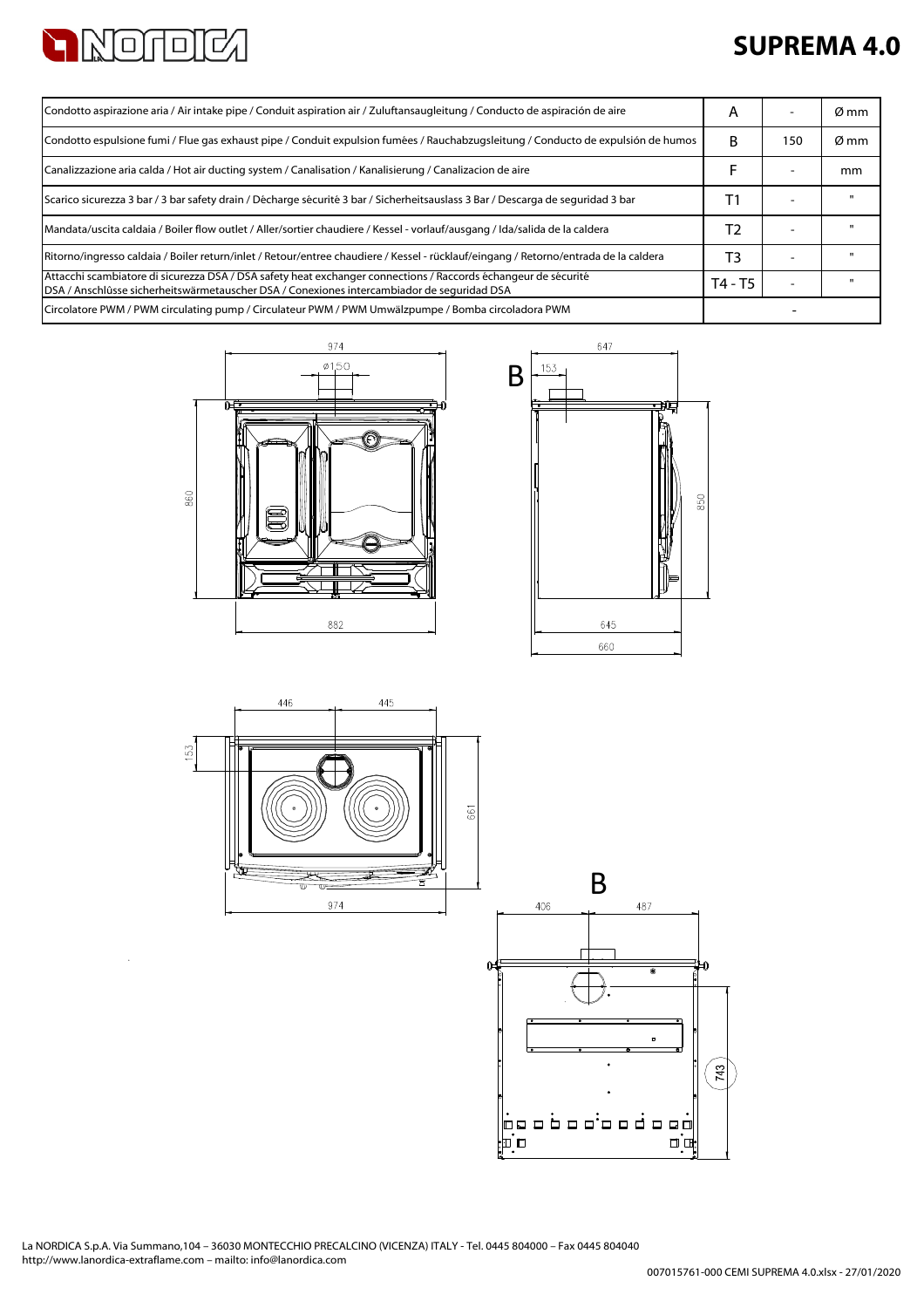# SUPREMA 4.0

| | | | |
|---|---|---|---|
| Condotto aspirazione aria / Air intake pipe / Conduit aspiration air / Zuluftansaugleitung / Conducto de aspiración de aire | A | - | Ø mm |
| Condotto espulsione fumi / Flue gas exhaust pipe / Conduit expulsion fumées / Rauchabzugsleitung / Conducto de expulsión de humos | B | 150 | Ø mm |
| Canalizzazione aria calda / Hot air ducting system / Canalisation / Kanalisierung / Canalizacion de aire | F | - | mm |
| Scarico sicurezza 3 bar / 3 bar safety drain / Décharge sécurité 3 bar / Sicherheitsauslass 3 Bar / Descarga de seguridad 3 bar | T1 | - | " |
| Mandata/uscita caldaia / Boiler flow outlet / Aller/sortier chaudiere / Kessel - vorlauf/ausgang / Ida/salida de la caldera | T2 | - | " |
| Ritorno/ingresso caldaia / Boiler return/inlet / Retour/entree chaudiere / Kessel - rücklauf/eingang / Retorno/entrada de la caldera | T3 | - | " |
| Attacchi scambiatore di sicurezza DSA / DSA safety heat exchanger connections / Raccords échangeur de sécurité DSA / Anschlüsse sicherheitswärmetauscher DSA / Conexiones intercambiador de seguridad DSA | T4 - T5 | - | " |
| Circolatore PWM / PWM circulating pump / Circulateur PWM / PWM Umwälzpumpe / Bomba circoladora PWM | - | | |

974
ø150
860
882

B
647
153
850
645
660

446
445
153
661
974

B
406
487
743

La NORDICA S.p.A. Via Summano,104 – 36030 MONTECCHIO PRECALCINO (VICENZA) ITALY - Tel. 0445 804000 – Fax 0445 804040
http://www.lanordica-extraflame.com – mailto: info@lanordica.com

007015761-000 CEMI SUPREMA 4.0.xlsx - 27/01/2020